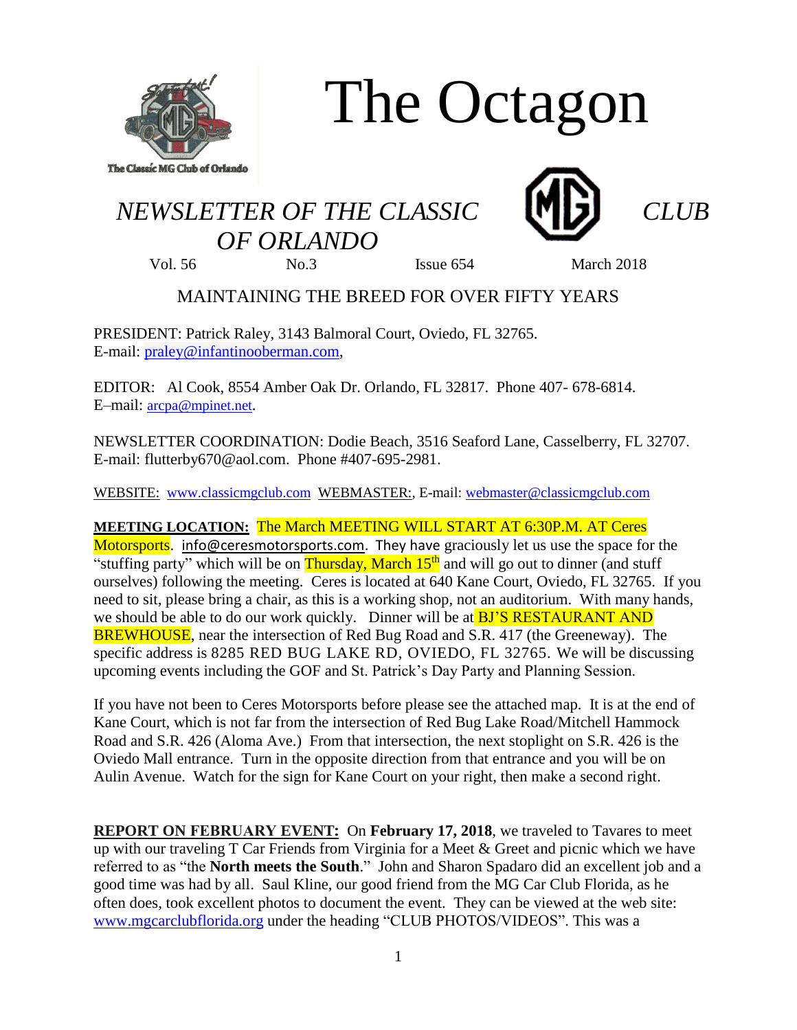# The Octagon

The Classic MG Club of Orlando

## *NEWSLETTER OF THE CLASSIC CLUB OF ORLANDO*

Vol. 56 No.3 Issue 654 March 2018

MAINTAINING THE BREED FOR OVER FIFTY YEARS

PRESIDENT: Patrick Raley, 3143 Balmoral Court, Oviedo, FL 32765.
E-mail: praley@infantinooberman.com,

EDITOR: Al Cook, 8554 Amber Oak Dr. Orlando, FL 32817. Phone 407- 678-6814.
E–mail: arcpa@mpinet.net.

NEWSLETTER COORDINATION: Dodie Beach, 3516 Seaford Lane, Casselberry, FL 32707.
E-mail: flutterby670@aol.com. Phone #407-695-2981.

WEBSITE: www.classicmgclub.com WEBMASTER:, E-mail: webmaster@classicmgclub.com

**MEETING LOCATION:** The March MEETING WILL START AT 6:30P.M. AT Ceres Motorsports. info@ceresmotorsports.com. They have graciously let us use the space for the "stuffing party" which will be on Thursday, March 15th and will go out to dinner (and stuff ourselves) following the meeting. Ceres is located at 640 Kane Court, Oviedo, FL 32765. If you need to sit, please bring a chair, as this is a working shop, not an auditorium. With many hands, we should be able to do our work quickly. Dinner will be at BJ'S RESTAURANT AND BREWHOUSE, near the intersection of Red Bug Road and S.R. 417 (the Greeneway). The specific address is 8285 RED BUG LAKE RD, OVIEDO, FL 32765. We will be discussing upcoming events including the GOF and St. Patrick's Day Party and Planning Session.

If you have not been to Ceres Motorsports before please see the attached map. It is at the end of Kane Court, which is not far from the intersection of Red Bug Lake Road/Mitchell Hammock Road and S.R. 426 (Aloma Ave.) From that intersection, the next stoplight on S.R. 426 is the Oviedo Mall entrance. Turn in the opposite direction from that entrance and you will be on Aulin Avenue. Watch for the sign for Kane Court on your right, then make a second right.

**REPORT ON FEBRUARY EVENT:** On **February 17, 2018**, we traveled to Tavares to meet up with our traveling T Car Friends from Virginia for a Meet & Greet and picnic which we have referred to as "the **North meets the South**." John and Sharon Spadaro did an excellent job and a good time was had by all. Saul Kline, our good friend from the MG Car Club Florida, as he often does, took excellent photos to document the event. They can be viewed at the web site: www.mgcarclubflorida.org under the heading "CLUB PHOTOS/VIDEOS". This was a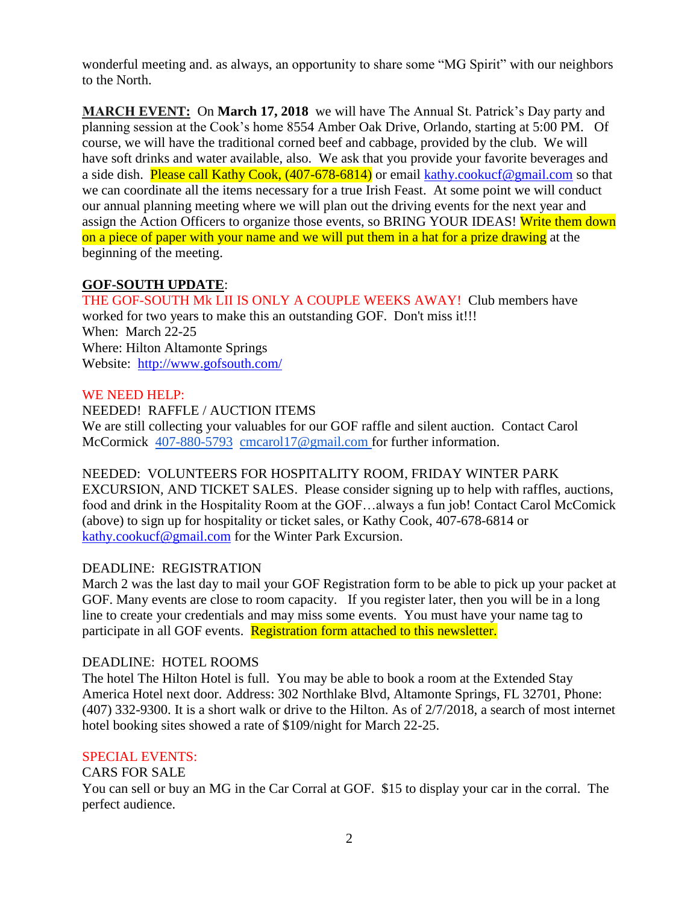wonderful meeting and. as always, an opportunity to share some "MG Spirit" with our neighbors to the North.

**MARCH EVENT:** On **March 17, 2018** we will have The Annual St. Patrick's Day party and planning session at the Cook's home 8554 Amber Oak Drive, Orlando, starting at 5:00 PM. Of course, we will have the traditional corned beef and cabbage, provided by the club. We will have soft drinks and water available, also. We ask that you provide your favorite beverages and a side dish. Please call Kathy Cook, (407-678-6814) or email kathy.cookucf@gmail.com so that we can coordinate all the items necessary for a true Irish Feast. At some point we will conduct our annual planning meeting where we will plan out the driving events for the next year and assign the Action Officers to organize those events, so BRING YOUR IDEAS! Write them down on a piece of paper with your name and we will put them in a hat for a prize drawing at the beginning of the meeting.

**GOF-SOUTH UPDATE**:

THE GOF-SOUTH Mk LII IS ONLY A COUPLE WEEKS AWAY! Club members have worked for two years to make this an outstanding GOF. Don't miss it!!!

When: March 22-25

Where: Hilton Altamonte Springs

Website: http://www.gofsouth.com/

WE NEED HELP:

NEEDED! RAFFLE / AUCTION ITEMS

We are still collecting your valuables for our GOF raffle and silent auction. Contact Carol McCormick 407-880-5793 cmcarol17@gmail.com for further information.

NEEDED: VOLUNTEERS FOR HOSPITALITY ROOM, FRIDAY WINTER PARK EXCURSION, AND TICKET SALES. Please consider signing up to help with raffles, auctions, food and drink in the Hospitality Room at the GOF…always a fun job! Contact Carol McComick (above) to sign up for hospitality or ticket sales, or Kathy Cook, 407-678-6814 or kathy.cookucf@gmail.com for the Winter Park Excursion.

DEADLINE: REGISTRATION

March 2 was the last day to mail your GOF Registration form to be able to pick up your packet at GOF. Many events are close to room capacity. If you register later, then you will be in a long line to create your credentials and may miss some events. You must have your name tag to participate in all GOF events. Registration form attached to this newsletter.

DEADLINE: HOTEL ROOMS

The hotel The Hilton Hotel is full. You may be able to book a room at the Extended Stay America Hotel next door. Address: 302 Northlake Blvd, Altamonte Springs, FL 32701, Phone: (407) 332-9300. It is a short walk or drive to the Hilton. As of 2/7/2018, a search of most internet hotel booking sites showed a rate of $109/night for March 22-25.

SPECIAL EVENTS:

CARS FOR SALE

You can sell or buy an MG in the Car Corral at GOF. $15 to display your car in the corral. The perfect audience.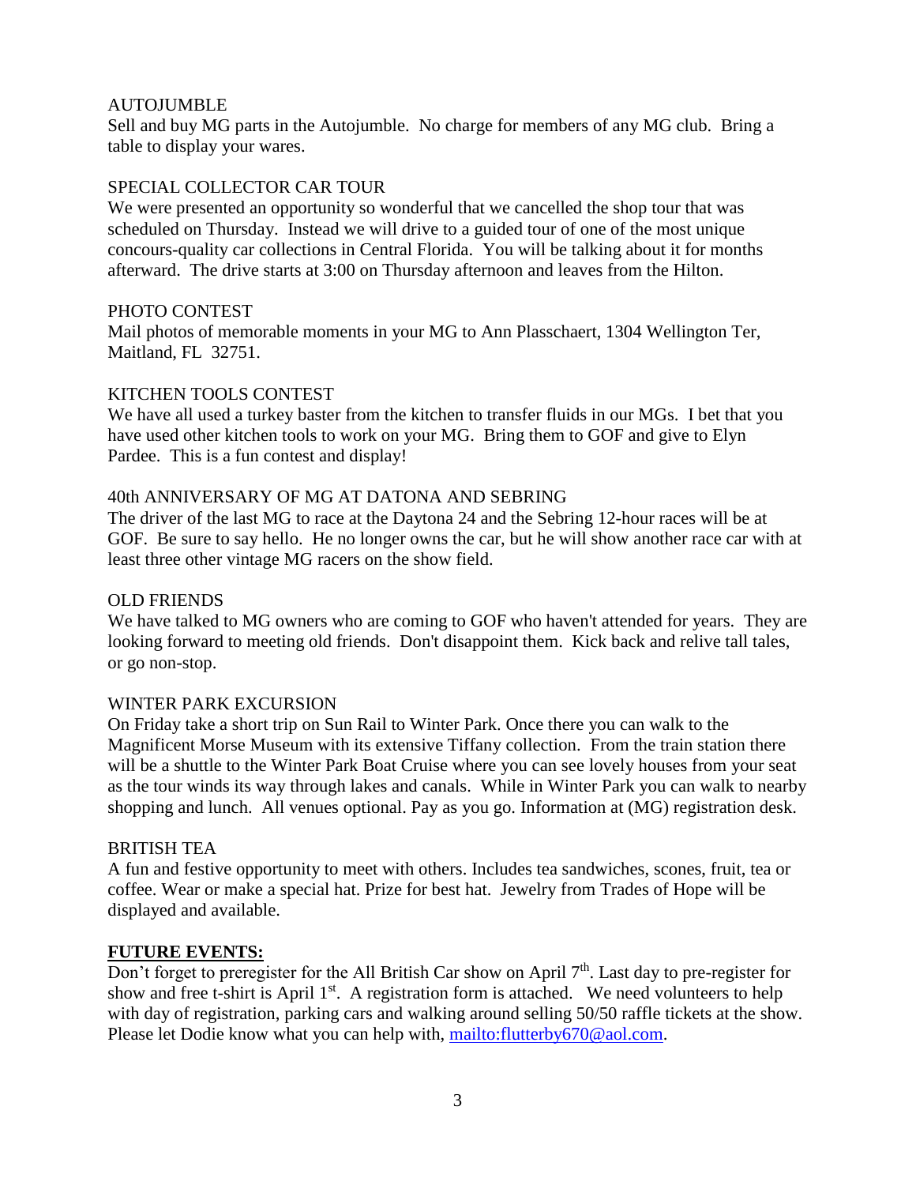AUTOJUMBLE

Sell and buy MG parts in the Autojumble. No charge for members of any MG club. Bring a table to display your wares.

SPECIAL COLLECTOR CAR TOUR

We were presented an opportunity so wonderful that we cancelled the shop tour that was scheduled on Thursday. Instead we will drive to a guided tour of one of the most unique concours-quality car collections in Central Florida. You will be talking about it for months afterward. The drive starts at 3:00 on Thursday afternoon and leaves from the Hilton.

PHOTO CONTEST

Mail photos of memorable moments in your MG to Ann Plasschaert, 1304 Wellington Ter, Maitland, FL 32751.

KITCHEN TOOLS CONTEST

We have all used a turkey baster from the kitchen to transfer fluids in our MGs. I bet that you have used other kitchen tools to work on your MG. Bring them to GOF and give to Elyn Pardee. This is a fun contest and display!

40th ANNIVERSARY OF MG AT DATONA AND SEBRING

The driver of the last MG to race at the Daytona 24 and the Sebring 12-hour races will be at GOF. Be sure to say hello. He no longer owns the car, but he will show another race car with at least three other vintage MG racers on the show field.

OLD FRIENDS

We have talked to MG owners who are coming to GOF who haven't attended for years. They are looking forward to meeting old friends. Don't disappoint them. Kick back and relive tall tales, or go non-stop.

WINTER PARK EXCURSION

On Friday take a short trip on Sun Rail to Winter Park. Once there you can walk to the Magnificent Morse Museum with its extensive Tiffany collection. From the train station there will be a shuttle to the Winter Park Boat Cruise where you can see lovely houses from your seat as the tour winds its way through lakes and canals. While in Winter Park you can walk to nearby shopping and lunch. All venues optional. Pay as you go. Information at (MG) registration desk.

BRITISH TEA

A fun and festive opportunity to meet with others. Includes tea sandwiches, scones, fruit, tea or coffee. Wear or make a special hat. Prize for best hat. Jewelry from Trades of Hope will be displayed and available.

**FUTURE EVENTS:**

Don't forget to preregister for the All British Car show on April 7th. Last day to pre-register for show and free t-shirt is April 1st. A registration form is attached. We need volunteers to help with day of registration, parking cars and walking around selling 50/50 raffle tickets at the show. Please let Dodie know what you can help with, mailto:flutterby670@aol.com.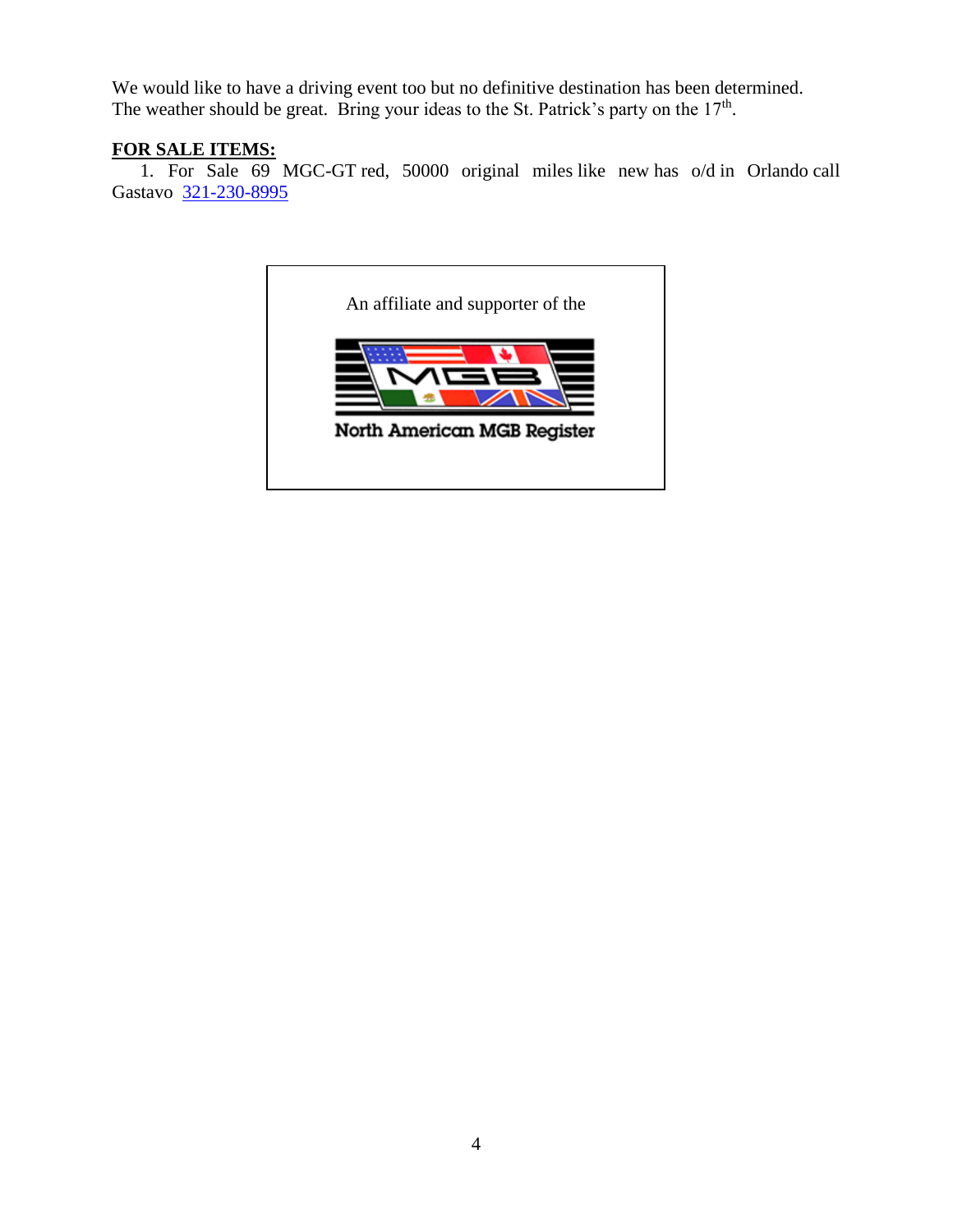We would like to have a driving event too but no definitive destination has been determined. The weather should be great. Bring your ideas to the St. Patrick's party on the 17th.

**FOR SALE ITEMS:**

1. For Sale 69 MGC-GT red, 50000 original miles like new has o/d in Orlando call Gastavo 321-230-8995

An affiliate and supporter of the

MGB

North American MGB Register